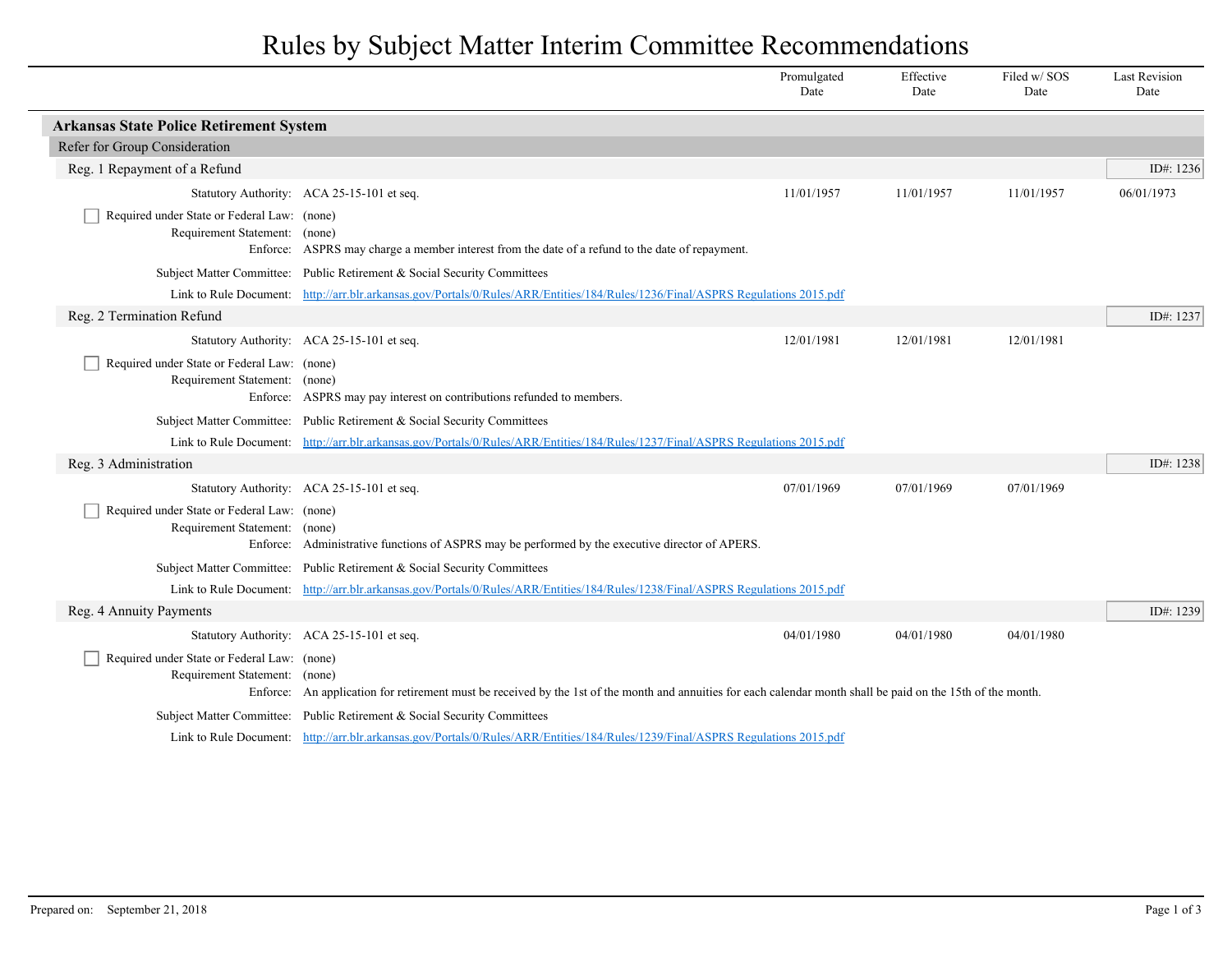# Rules by Subject Matter Interim Committee Recommendations

| | Promulgated Date | Effective Date | Filed w/ SOS Date | Last Revision Date |
|---|---|---|---|---|

## Arkansas State Police Retirement System

### Refer for Group Consideration

#### Reg. 1 Repayment of a Refund

ID#: 1236

| | Promulgated Date | Effective Date | Filed w/ SOS Date | Last Revision Date |
|---|---|---|---|---|
| Statutory Authority: ACA 25-15-101 et seq. | 11/01/1957 | 11/01/1957 | 11/01/1957 | 06/01/1973 |

- [ ] Required under State or Federal Law: (none)

Requirement Statement: (none)

Enforce: ASPRS may charge a member interest from the date of a refund to the date of repayment.

Subject Matter Committee: Public Retirement & Social Security Committees

Link to Rule Document: http://arr.blr.arkansas.gov/Portals/0/Rules/ARR/Entities/184/Rules/1236/Final/ASPRS Regulations 2015.pdf

#### Reg. 2 Termination Refund

ID#: 1237

| | Promulgated Date | Effective Date | Filed w/ SOS Date | Last Revision Date |
|---|---|---|---|---|
| Statutory Authority: ACA 25-15-101 et seq. | 12/01/1981 | 12/01/1981 | 12/01/1981 | |

- [ ] Required under State or Federal Law: (none)

Requirement Statement: (none)

Enforce: ASPRS may pay interest on contributions refunded to members.

Subject Matter Committee: Public Retirement & Social Security Committees

Link to Rule Document: http://arr.blr.arkansas.gov/Portals/0/Rules/ARR/Entities/184/Rules/1237/Final/ASPRS Regulations 2015.pdf

#### Reg. 3 Administration

ID#: 1238

| | Promulgated Date | Effective Date | Filed w/ SOS Date | Last Revision Date |
|---|---|---|---|---|
| Statutory Authority: ACA 25-15-101 et seq. | 07/01/1969 | 07/01/1969 | 07/01/1969 | |

- [ ] Required under State or Federal Law: (none)

Requirement Statement: (none)

Enforce: Administrative functions of ASPRS may be performed by the executive director of APERS.

Subject Matter Committee: Public Retirement & Social Security Committees

Link to Rule Document: http://arr.blr.arkansas.gov/Portals/0/Rules/ARR/Entities/184/Rules/1238/Final/ASPRS Regulations 2015.pdf

#### Reg. 4 Annuity Payments

ID#: 1239

| | Promulgated Date | Effective Date | Filed w/ SOS Date | Last Revision Date |
|---|---|---|---|---|
| Statutory Authority: ACA 25-15-101 et seq. | 04/01/1980 | 04/01/1980 | 04/01/1980 | |

- [ ] Required under State or Federal Law: (none)

Requirement Statement: (none)

Enforce: An application for retirement must be received by the 1st of the month and annuities for each calendar month shall be paid on the 15th of the month.

Subject Matter Committee: Public Retirement & Social Security Committees

Link to Rule Document: http://arr.blr.arkansas.gov/Portals/0/Rules/ARR/Entities/184/Rules/1239/Final/ASPRS Regulations 2015.pdf

Prepared on: September 21, 2018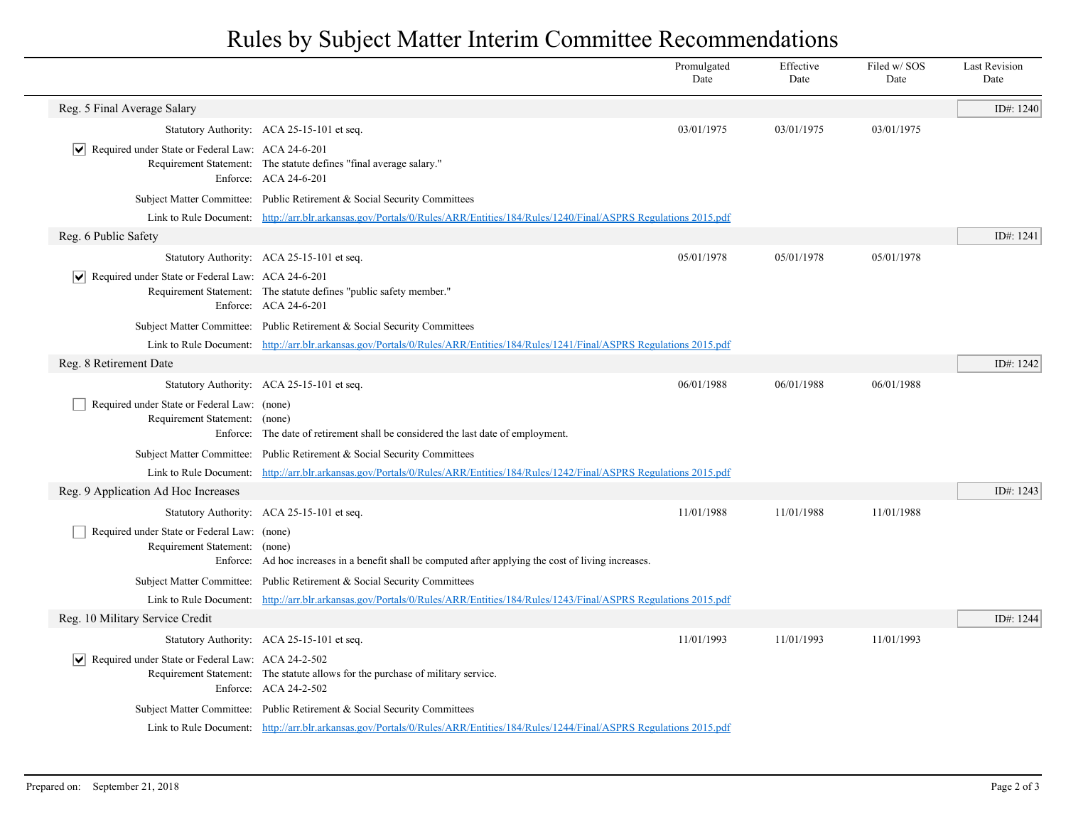# Rules by Subject Matter Interim Committee Recommendations

| | | Promulgated Date | Effective Date | Filed w/ SOS Date | Last Revision Date |
|---|---|---|---|---|---|

## Reg. 5 Final Average Salary

ID#: 1240

| | | Promulgated Date | Effective Date | Filed w/ SOS Date | Last Revision Date |
|---|---|---|---|---|---|
| Statutory Authority: | ACA 25-15-101 et seq. | 03/01/1975 | 03/01/1975 | 03/01/1975 | |

- [x] Required under State or Federal Law: ACA 24-6-201

Requirement Statement: The statute defines "final average salary."

Enforce: ACA 24-6-201

Subject Matter Committee: Public Retirement & Social Security Committees

Link to Rule Document: http://arr.blr.arkansas.gov/Portals/0/Rules/ARR/Entities/184/Rules/1240/Final/ASPRS Regulations 2015.pdf

## Reg. 6 Public Safety

ID#: 1241

| | | Promulgated Date | Effective Date | Filed w/ SOS Date | Last Revision Date |
|---|---|---|---|---|---|
| Statutory Authority: | ACA 25-15-101 et seq. | 05/01/1978 | 05/01/1978 | 05/01/1978 | |

- [x] Required under State or Federal Law: ACA 24-6-201

Requirement Statement: The statute defines "public safety member."

Enforce: ACA 24-6-201

Subject Matter Committee: Public Retirement & Social Security Committees

Link to Rule Document: http://arr.blr.arkansas.gov/Portals/0/Rules/ARR/Entities/184/Rules/1241/Final/ASPRS Regulations 2015.pdf

## Reg. 8 Retirement Date

ID#: 1242

| | | Promulgated Date | Effective Date | Filed w/ SOS Date | Last Revision Date |
|---|---|---|---|---|---|
| Statutory Authority: | ACA 25-15-101 et seq. | 06/01/1988 | 06/01/1988 | 06/01/1988 | |

- [ ] Required under State or Federal Law: (none)

Requirement Statement: (none)

Enforce: The date of retirement shall be considered the last date of employment.

Subject Matter Committee: Public Retirement & Social Security Committees

Link to Rule Document: http://arr.blr.arkansas.gov/Portals/0/Rules/ARR/Entities/184/Rules/1242/Final/ASPRS Regulations 2015.pdf

## Reg. 9 Application Ad Hoc Increases

ID#: 1243

| | | Promulgated Date | Effective Date | Filed w/ SOS Date | Last Revision Date |
|---|---|---|---|---|---|
| Statutory Authority: | ACA 25-15-101 et seq. | 11/01/1988 | 11/01/1988 | 11/01/1988 | |

- [ ] Required under State or Federal Law: (none)

Requirement Statement: (none)

Enforce: Ad hoc increases in a benefit shall be computed after applying the cost of living increases.

Subject Matter Committee: Public Retirement & Social Security Committees

Link to Rule Document: http://arr.blr.arkansas.gov/Portals/0/Rules/ARR/Entities/184/Rules/1243/Final/ASPRS Regulations 2015.pdf

## Reg. 10 Military Service Credit

ID#: 1244

| | | Promulgated Date | Effective Date | Filed w/ SOS Date | Last Revision Date |
|---|---|---|---|---|---|
| Statutory Authority: | ACA 25-15-101 et seq. | 11/01/1993 | 11/01/1993 | 11/01/1993 | |

- [x] Required under State or Federal Law: ACA 24-2-502

Requirement Statement: The statute allows for the purchase of military service.

Enforce: ACA 24-2-502

Subject Matter Committee: Public Retirement & Social Security Committees

Link to Rule Document: http://arr.blr.arkansas.gov/Portals/0/Rules/ARR/Entities/184/Rules/1244/Final/ASPRS Regulations 2015.pdf

Prepared on: September 21, 2018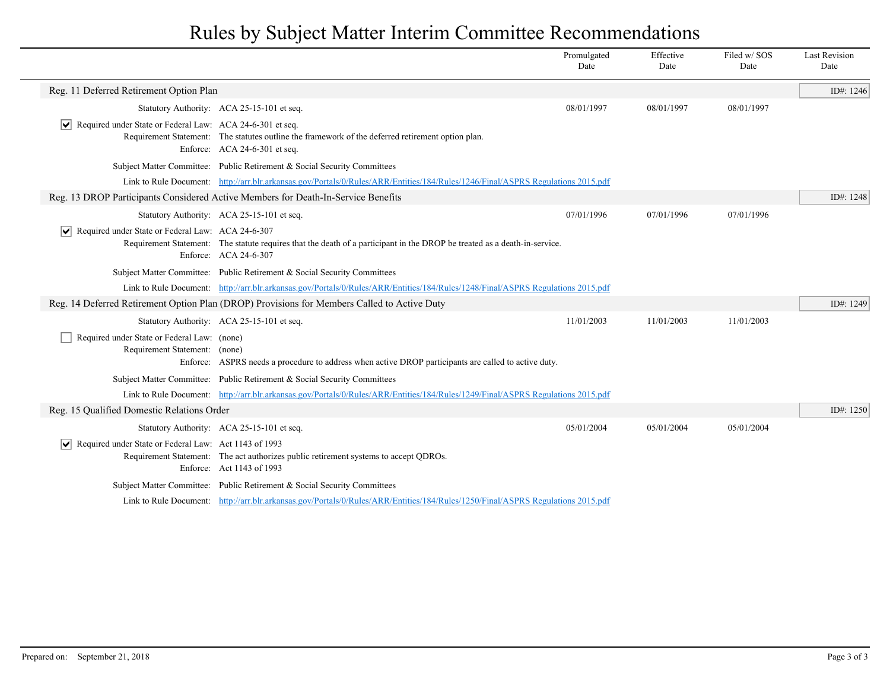# Rules by Subject Matter Interim Committee Recommendations

| | Promulgated Date | Effective Date | Filed w/ SOS Date | Last Revision Date |
|---|---|---|---|---|

## Reg. 11 Deferred Retirement Option Plan

ID#: 1246

| | Promulgated Date | Effective Date | Filed w/ SOS Date | Last Revision Date |
|---|---|---|---|---|
| Statutory Authority: ACA 25-15-101 et seq. | 08/01/1997 | 08/01/1997 | 08/01/1997 | |

- [x] Required under State or Federal Law: ACA 24-6-301 et seq.

Requirement Statement: The statutes outline the framework of the deferred retirement option plan.

Enforce: ACA 24-6-301 et seq.

Subject Matter Committee: Public Retirement & Social Security Committees

Link to Rule Document: [http://arr.blr.arkansas.gov/Portals/0/Rules/ARR/Entities/184/Rules/1246/Final/ASPRS Regulations 2015.pdf](http://arr.blr.arkansas.gov/Portals/0/Rules/ARR/Entities/184/Rules/1246/Final/ASPRS Regulations 2015.pdf)

## Reg. 13 DROP Participants Considered Active Members for Death-In-Service Benefits

ID#: 1248

| | Promulgated Date | Effective Date | Filed w/ SOS Date | Last Revision Date |
|---|---|---|---|---|
| Statutory Authority: ACA 25-15-101 et seq. | 07/01/1996 | 07/01/1996 | 07/01/1996 | |

- [x] Required under State or Federal Law: ACA 24-6-307

Requirement Statement: The statute requires that the death of a participant in the DROP be treated as a death-in-service.

Enforce: ACA 24-6-307

Subject Matter Committee: Public Retirement & Social Security Committees

Link to Rule Document: [http://arr.blr.arkansas.gov/Portals/0/Rules/ARR/Entities/184/Rules/1248/Final/ASPRS Regulations 2015.pdf](http://arr.blr.arkansas.gov/Portals/0/Rules/ARR/Entities/184/Rules/1248/Final/ASPRS Regulations 2015.pdf)

## Reg. 14 Deferred Retirement Option Plan (DROP) Provisions for Members Called to Active Duty

ID#: 1249

| | Promulgated Date | Effective Date | Filed w/ SOS Date | Last Revision Date |
|---|---|---|---|---|
| Statutory Authority: ACA 25-15-101 et seq. | 11/01/2003 | 11/01/2003 | 11/01/2003 | |

- [ ] Required under State or Federal Law: (none)

Requirement Statement: (none)

Enforce: ASPRS needs a procedure to address when active DROP participants are called to active duty.

Subject Matter Committee: Public Retirement & Social Security Committees

Link to Rule Document: [http://arr.blr.arkansas.gov/Portals/0/Rules/ARR/Entities/184/Rules/1249/Final/ASPRS Regulations 2015.pdf](http://arr.blr.arkansas.gov/Portals/0/Rules/ARR/Entities/184/Rules/1249/Final/ASPRS Regulations 2015.pdf)

## Reg. 15 Qualified Domestic Relations Order

ID#: 1250

| | Promulgated Date | Effective Date | Filed w/ SOS Date | Last Revision Date |
|---|---|---|---|---|
| Statutory Authority: ACA 25-15-101 et seq. | 05/01/2004 | 05/01/2004 | 05/01/2004 | |

- [x] Required under State or Federal Law: Act 1143 of 1993

Requirement Statement: The act authorizes public retirement systems to accept QDROs.

Enforce: Act 1143 of 1993

Subject Matter Committee: Public Retirement & Social Security Committees

Link to Rule Document: [http://arr.blr.arkansas.gov/Portals/0/Rules/ARR/Entities/184/Rules/1250/Final/ASPRS Regulations 2015.pdf](http://arr.blr.arkansas.gov/Portals/0/Rules/ARR/Entities/184/Rules/1250/Final/ASPRS Regulations 2015.pdf)

Prepared on: September 21, 2018